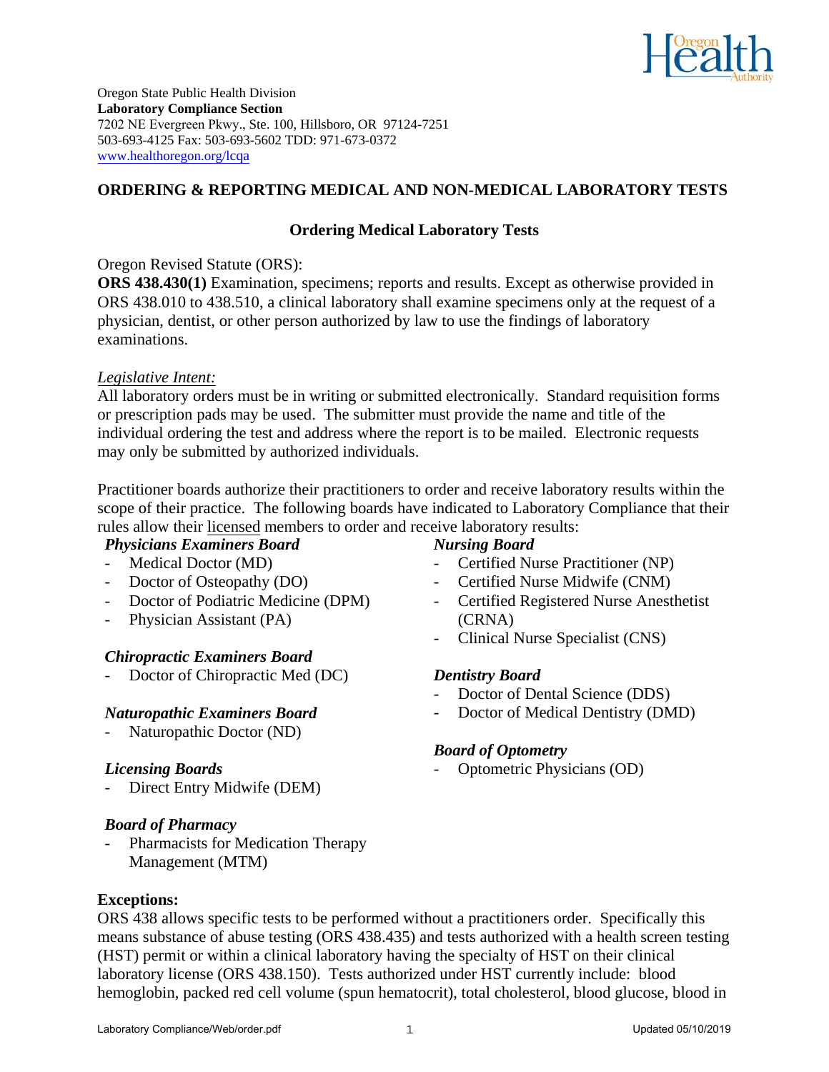Oregon State Public Health Division
**Laboratory Compliance Section**
7202 NE Evergreen Pkwy., Ste. 100, Hillsboro, OR 97124-7251
503-693-4125 Fax: 503-693-5602 TDD: 971-673-0372
www.healthoregon.org/lcqa

# ORDERING & REPORTING MEDICAL AND NON-MEDICAL LABORATORY TESTS

## Ordering Medical Laboratory Tests

Oregon Revised Statute (ORS):
**ORS 438.430(1)** Examination, specimens; reports and results. Except as otherwise provided in ORS 438.010 to 438.510, a clinical laboratory shall examine specimens only at the request of a physician, dentist, or other person authorized by law to use the findings of laboratory examinations.

*Legislative Intent:*
All laboratory orders must be in writing or submitted electronically. Standard requisition forms or prescription pads may be used. The submitter must provide the name and title of the individual ordering the test and address where the report is to be mailed. Electronic requests may only be submitted by authorized individuals.

Practitioner boards authorize their practitioners to order and receive laboratory results within the scope of their practice. The following boards have indicated to Laboratory Compliance that their rules allow their licensed members to order and receive laboratory results:

***Physicians Examiners Board***
- Medical Doctor (MD)
- Doctor of Osteopathy (DO)
- Doctor of Podiatric Medicine (DPM)
- Physician Assistant (PA)

***Chiropractic Examiners Board***
- Doctor of Chiropractic Med (DC)

***Naturopathic Examiners Board***
- Naturopathic Doctor (ND)

***Licensing Boards***
- Direct Entry Midwife (DEM)

***Board of Pharmacy***
- Pharmacists for Medication Therapy Management (MTM)

***Nursing Board***
- Certified Nurse Practitioner (NP)
- Certified Nurse Midwife (CNM)
- Certified Registered Nurse Anesthetist (CRNA)
- Clinical Nurse Specialist (CNS)

***Dentistry Board***
- Doctor of Dental Science (DDS)
- Doctor of Medical Dentistry (DMD)

***Board of Optometry***
- Optometric Physicians (OD)

**Exceptions:**
ORS 438 allows specific tests to be performed without a practitioners order. Specifically this means substance of abuse testing (ORS 438.435) and tests authorized with a health screen testing (HST) permit or within a clinical laboratory having the specialty of HST on their clinical laboratory license (ORS 438.150). Tests authorized under HST currently include: blood hemoglobin, packed red cell volume (spun hematocrit), total cholesterol, blood glucose, blood in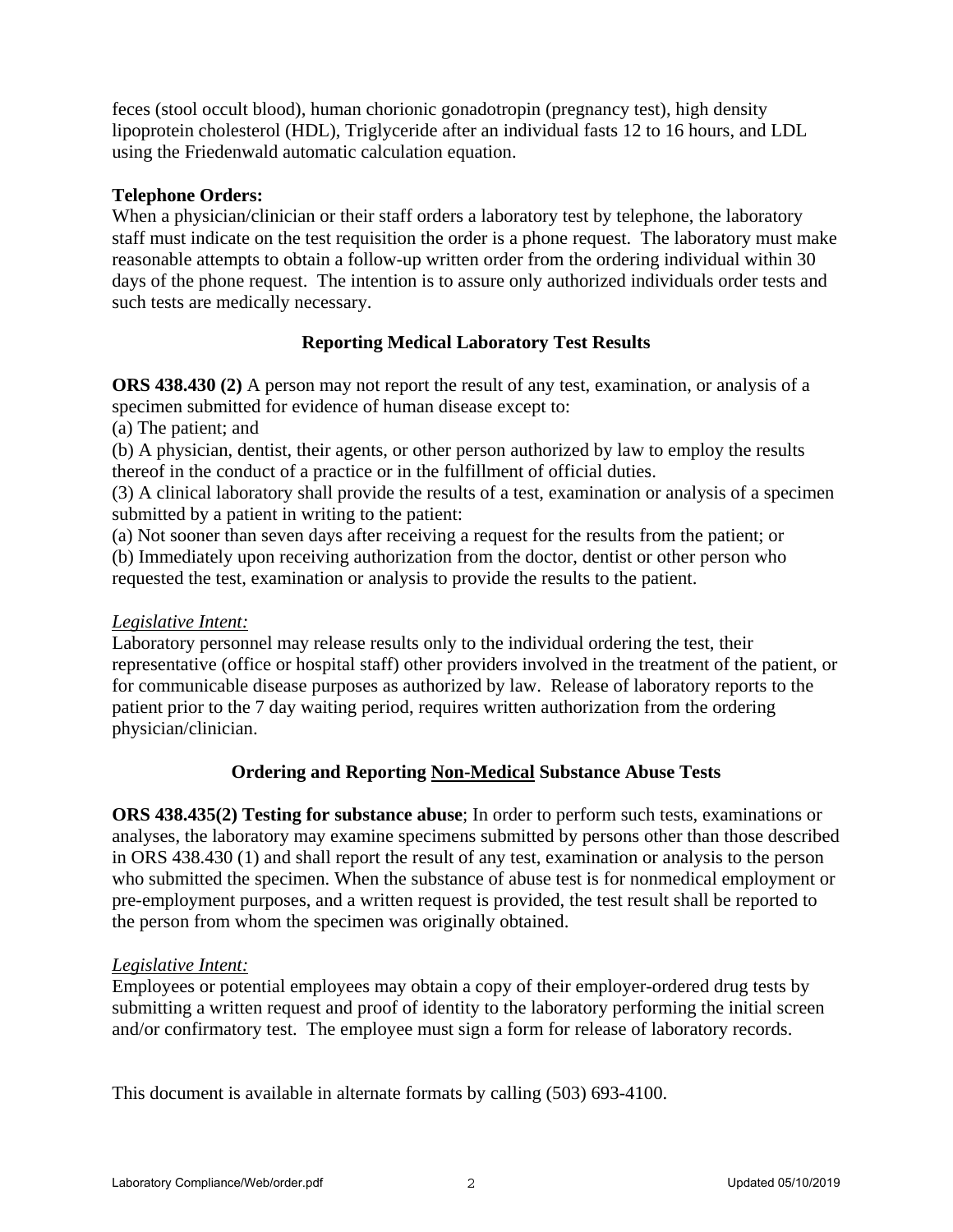feces (stool occult blood), human chorionic gonadotropin (pregnancy test), high density lipoprotein cholesterol (HDL), Triglyceride after an individual fasts 12 to 16 hours, and LDL using the Friedenwald automatic calculation equation.

**Telephone Orders:**
When a physician/clinician or their staff orders a laboratory test by telephone, the laboratory staff must indicate on the test requisition the order is a phone request. The laboratory must make reasonable attempts to obtain a follow-up written order from the ordering individual within 30 days of the phone request. The intention is to assure only authorized individuals order tests and such tests are medically necessary.

## Reporting Medical Laboratory Test Results

**ORS 438.430 (2)** A person may not report the result of any test, examination, or analysis of a specimen submitted for evidence of human disease except to:
(a) The patient; and
(b) A physician, dentist, their agents, or other person authorized by law to employ the results thereof in the conduct of a practice or in the fulfillment of official duties.
(3) A clinical laboratory shall provide the results of a test, examination or analysis of a specimen submitted by a patient in writing to the patient:
(a) Not sooner than seven days after receiving a request for the results from the patient; or
(b) Immediately upon receiving authorization from the doctor, dentist or other person who requested the test, examination or analysis to provide the results to the patient.

*Legislative Intent:*
Laboratory personnel may release results only to the individual ordering the test, their representative (office or hospital staff) other providers involved in the treatment of the patient, or for communicable disease purposes as authorized by law. Release of laboratory reports to the patient prior to the 7 day waiting period, requires written authorization from the ordering physician/clinician.

## Ordering and Reporting Non-Medical Substance Abuse Tests

**ORS 438.435(2) Testing for substance abuse**; In order to perform such tests, examinations or analyses, the laboratory may examine specimens submitted by persons other than those described in ORS 438.430 (1) and shall report the result of any test, examination or analysis to the person who submitted the specimen. When the substance of abuse test is for nonmedical employment or pre-employment purposes, and a written request is provided, the test result shall be reported to the person from whom the specimen was originally obtained.

*Legislative Intent:*
Employees or potential employees may obtain a copy of their employer-ordered drug tests by submitting a written request and proof of identity to the laboratory performing the initial screen and/or confirmatory test. The employee must sign a form for release of laboratory records.

This document is available in alternate formats by calling (503) 693-4100.